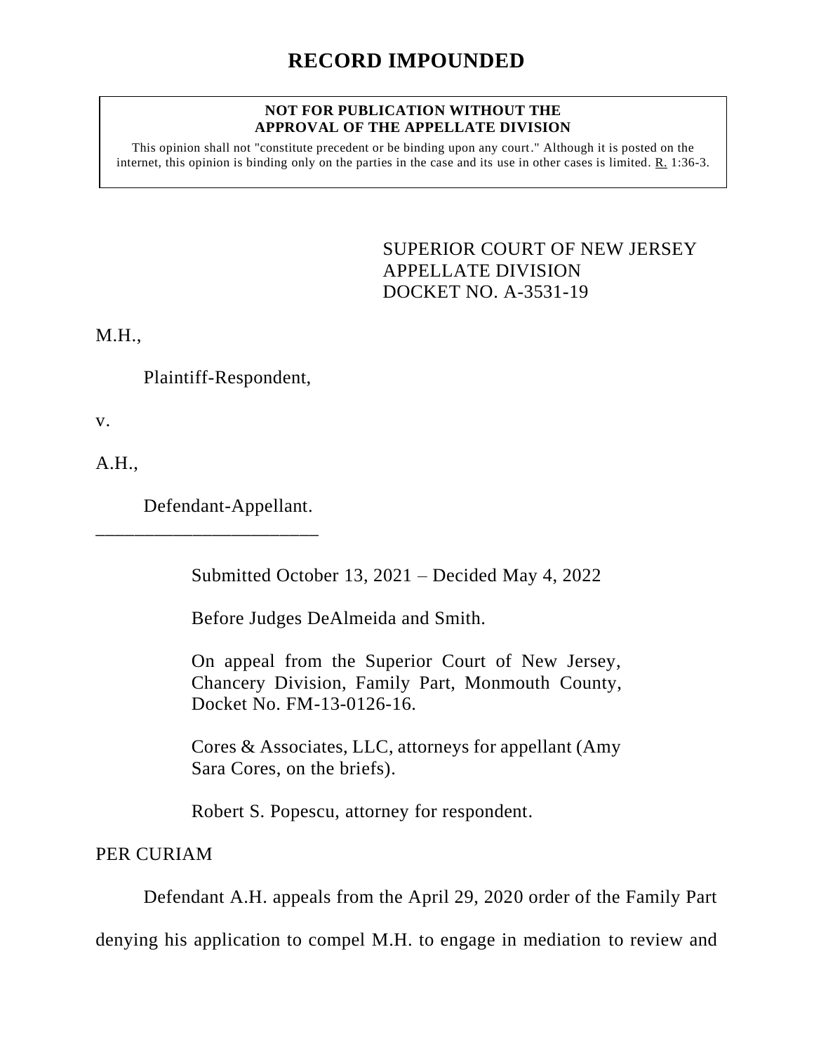# RECORD IMPOUNDED

**NOT FOR PUBLICATION WITHOUT THE APPROVAL OF THE APPELLATE DIVISION**

This opinion shall not "constitute precedent or be binding upon any court." Although it is posted on the internet, this opinion is binding only on the parties in the case and its use in other cases is limited. R. 1:36-3.

SUPERIOR COURT OF NEW JERSEY
APPELLATE DIVISION
DOCKET NO. A-3531-19

M.H.,

Plaintiff-Respondent,

v.

A.H.,

Defendant-Appellant.

________________________

Submitted October 13, 2021 – Decided May 4, 2022

Before Judges DeAlmeida and Smith.

On appeal from the Superior Court of New Jersey, Chancery Division, Family Part, Monmouth County, Docket No. FM-13-0126-16.

Cores & Associates, LLC, attorneys for appellant (Amy Sara Cores, on the briefs).

Robert S. Popescu, attorney for respondent.

PER CURIAM

Defendant A.H. appeals from the April 29, 2020 order of the Family Part denying his application to compel M.H. to engage in mediation to review and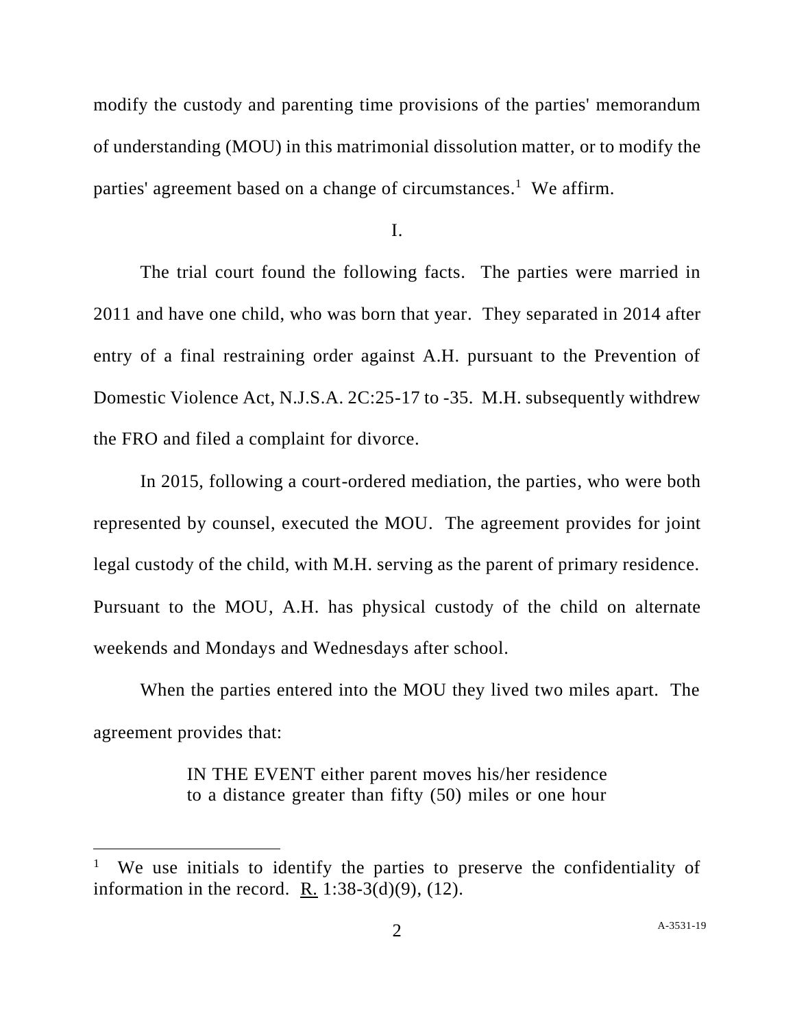modify the custody and parenting time provisions of the parties' memorandum of understanding (MOU) in this matrimonial dissolution matter, or to modify the parties' agreement based on a change of circumstances.[1] We affirm.

I.

The trial court found the following facts. The parties were married in 2011 and have one child, who was born that year. They separated in 2014 after entry of a final restraining order against A.H. pursuant to the Prevention of Domestic Violence Act, N.J.S.A. 2C:25-17 to -35. M.H. subsequently withdrew the FRO and filed a complaint for divorce.

In 2015, following a court-ordered mediation, the parties, who were both represented by counsel, executed the MOU. The agreement provides for joint legal custody of the child, with M.H. serving as the parent of primary residence. Pursuant to the MOU, A.H. has physical custody of the child on alternate weekends and Mondays and Wednesdays after school.

When the parties entered into the MOU they lived two miles apart. The agreement provides that:

> IN THE EVENT either parent moves his/her residence to a distance greater than fifty (50) miles or one hour

---

[1] We use initials to identify the parties to preserve the confidentiality of information in the record. R. 1:38-3(d)(9), (12).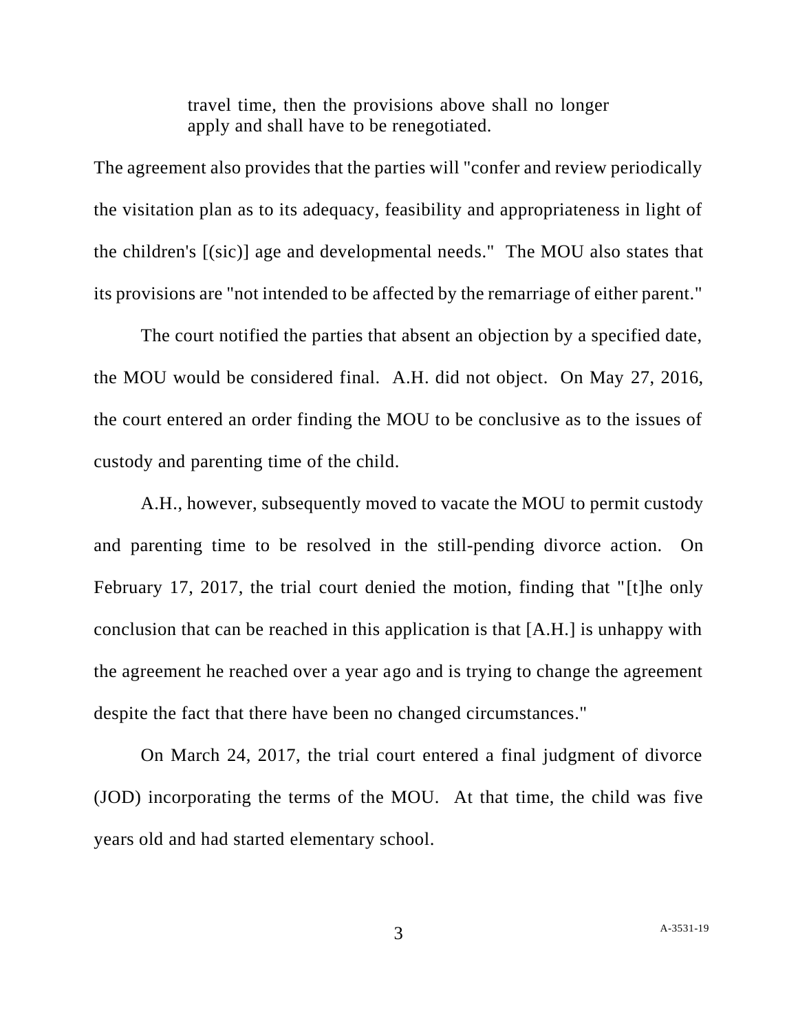> travel time, then the provisions above shall no longer apply and shall have to be renegotiated.

The agreement also provides that the parties will "confer and review periodically the visitation plan as to its adequacy, feasibility and appropriateness in light of the children's [(sic)] age and developmental needs." The MOU also states that its provisions are "not intended to be affected by the remarriage of either parent."

The court notified the parties that absent an objection by a specified date, the MOU would be considered final. A.H. did not object. On May 27, 2016, the court entered an order finding the MOU to be conclusive as to the issues of custody and parenting time of the child.

A.H., however, subsequently moved to vacate the MOU to permit custody and parenting time to be resolved in the still-pending divorce action. On February 17, 2017, the trial court denied the motion, finding that "[t]he only conclusion that can be reached in this application is that [A.H.] is unhappy with the agreement he reached over a year ago and is trying to change the agreement despite the fact that there have been no changed circumstances."

On March 24, 2017, the trial court entered a final judgment of divorce (JOD) incorporating the terms of the MOU. At that time, the child was five years old and had started elementary school.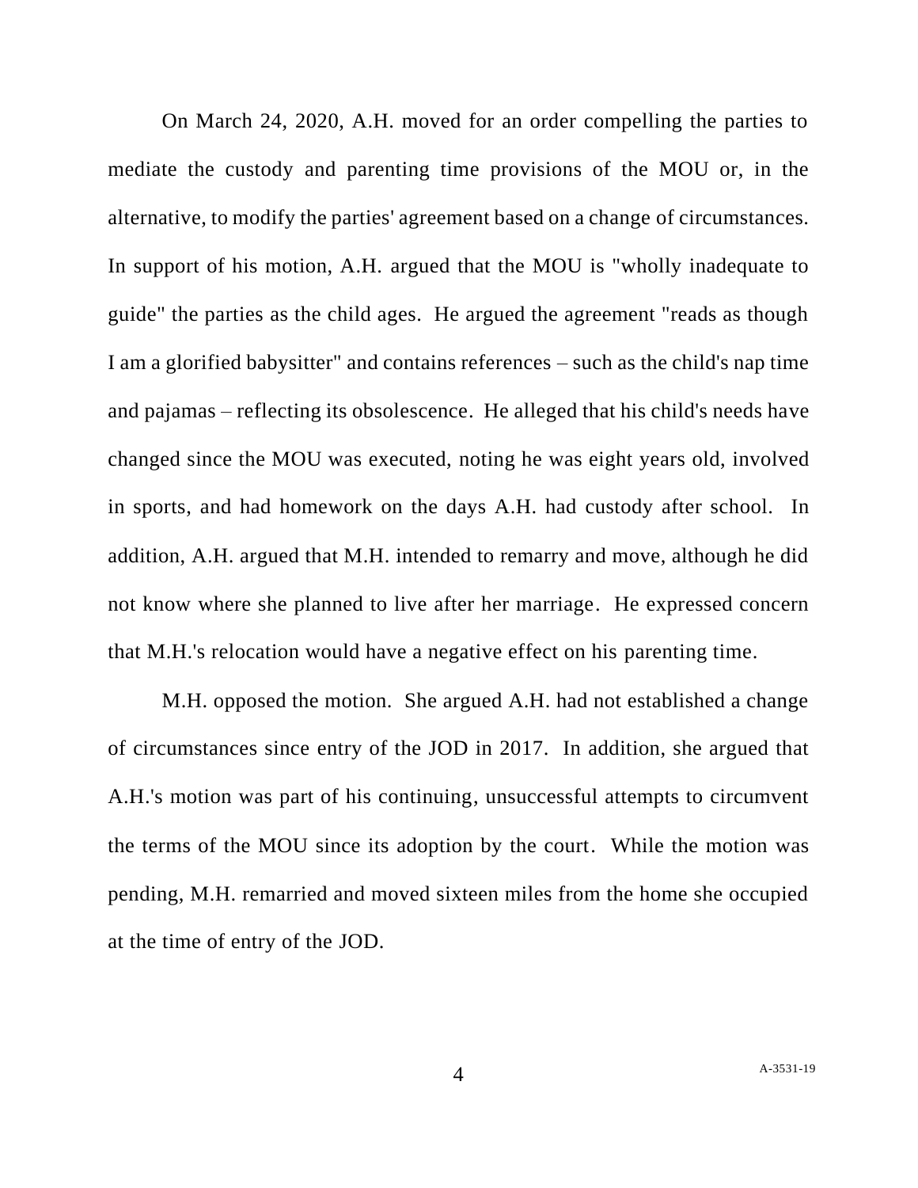On March 24, 2020, A.H. moved for an order compelling the parties to mediate the custody and parenting time provisions of the MOU or, in the alternative, to modify the parties' agreement based on a change of circumstances. In support of his motion, A.H. argued that the MOU is "wholly inadequate to guide" the parties as the child ages. He argued the agreement "reads as though I am a glorified babysitter" and contains references – such as the child's nap time and pajamas – reflecting its obsolescence. He alleged that his child's needs have changed since the MOU was executed, noting he was eight years old, involved in sports, and had homework on the days A.H. had custody after school. In addition, A.H. argued that M.H. intended to remarry and move, although he did not know where she planned to live after her marriage. He expressed concern that M.H.'s relocation would have a negative effect on his parenting time.

M.H. opposed the motion. She argued A.H. had not established a change of circumstances since entry of the JOD in 2017. In addition, she argued that A.H.'s motion was part of his continuing, unsuccessful attempts to circumvent the terms of the MOU since its adoption by the court. While the motion was pending, M.H. remarried and moved sixteen miles from the home she occupied at the time of entry of the JOD.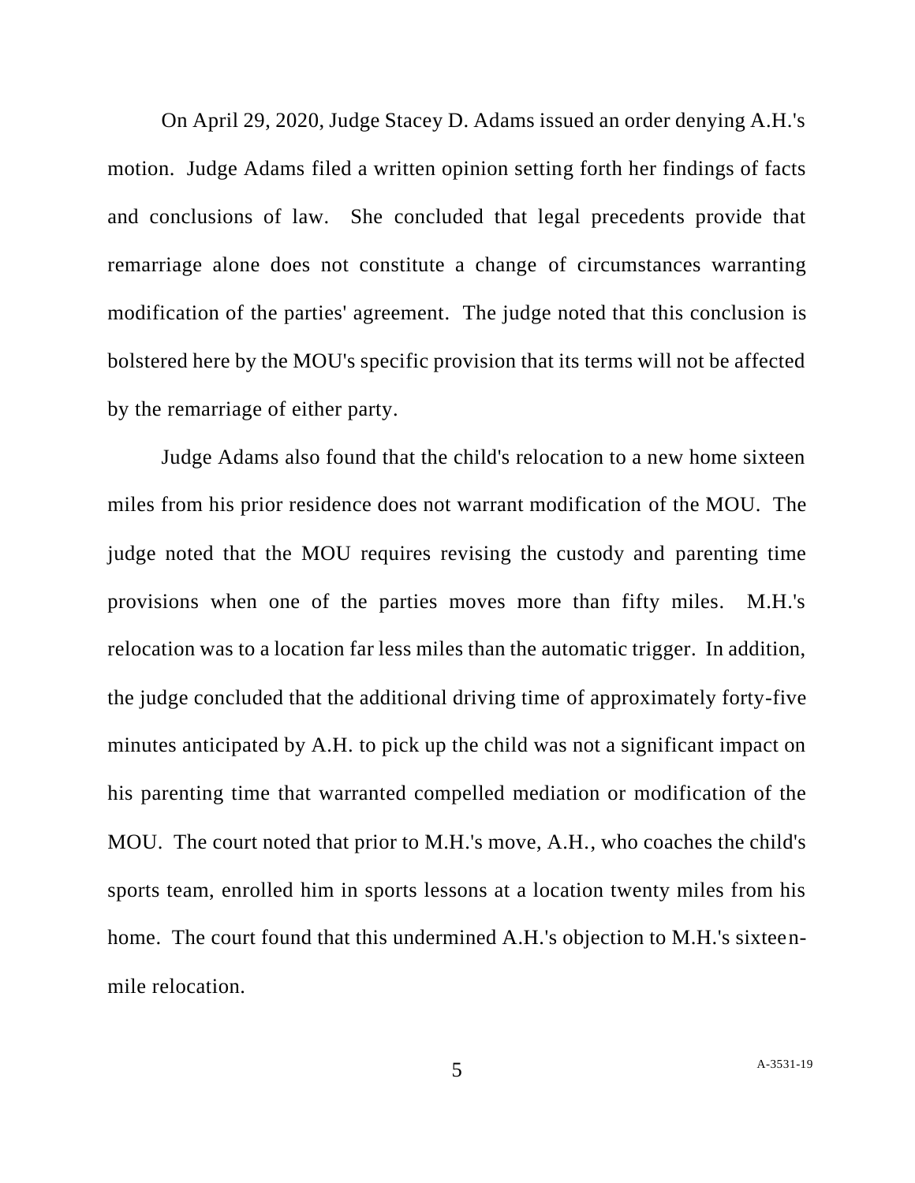On April 29, 2020, Judge Stacey D. Adams issued an order denying A.H.'s motion. Judge Adams filed a written opinion setting forth her findings of facts and conclusions of law. She concluded that legal precedents provide that remarriage alone does not constitute a change of circumstances warranting modification of the parties' agreement. The judge noted that this conclusion is bolstered here by the MOU's specific provision that its terms will not be affected by the remarriage of either party.

Judge Adams also found that the child's relocation to a new home sixteen miles from his prior residence does not warrant modification of the MOU. The judge noted that the MOU requires revising the custody and parenting time provisions when one of the parties moves more than fifty miles. M.H.'s relocation was to a location far less miles than the automatic trigger. In addition, the judge concluded that the additional driving time of approximately forty-five minutes anticipated by A.H. to pick up the child was not a significant impact on his parenting time that warranted compelled mediation or modification of the MOU. The court noted that prior to M.H.'s move, A.H., who coaches the child's sports team, enrolled him in sports lessons at a location twenty miles from his home. The court found that this undermined A.H.'s objection to M.H.'s sixteen-mile relocation.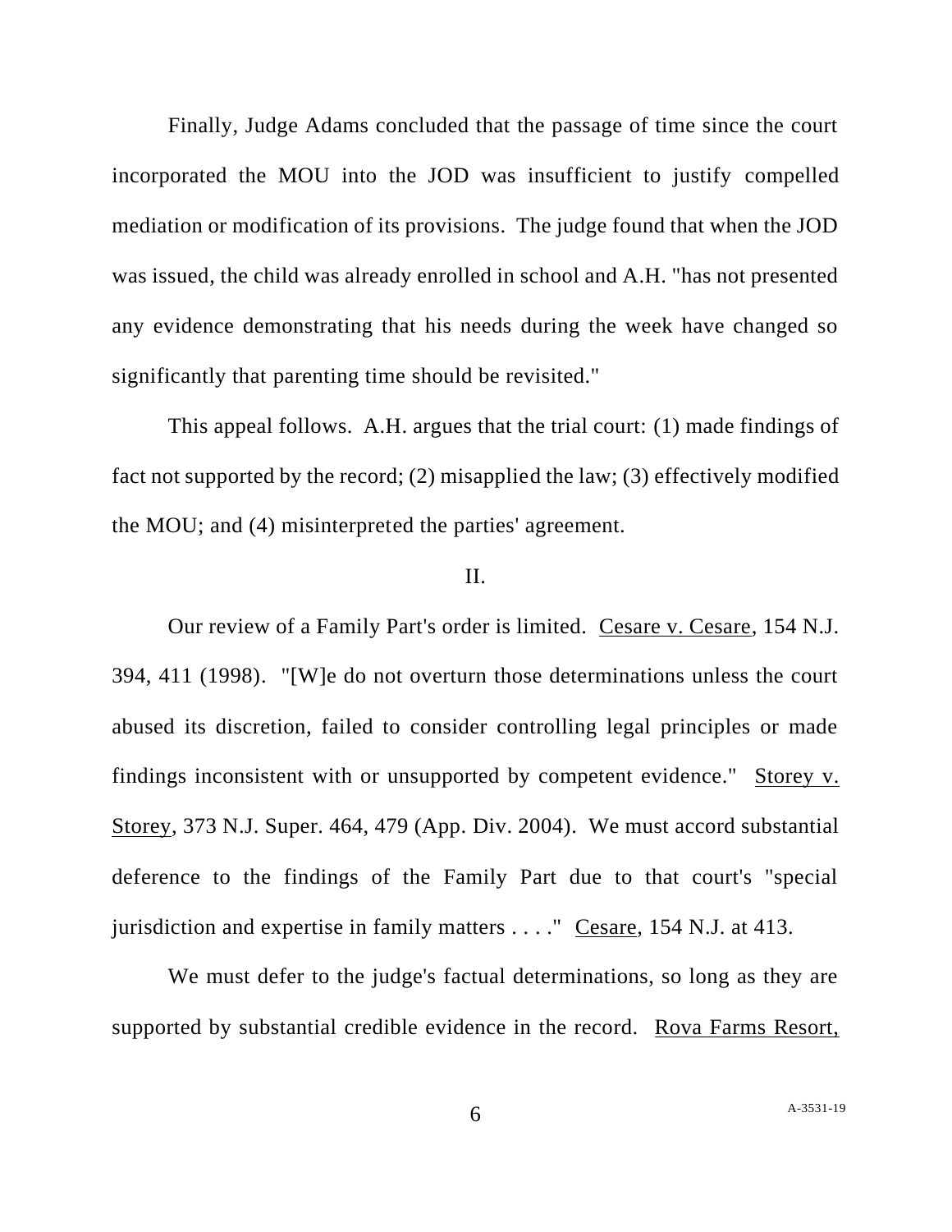Finally, Judge Adams concluded that the passage of time since the court incorporated the MOU into the JOD was insufficient to justify compelled mediation or modification of its provisions. The judge found that when the JOD was issued, the child was already enrolled in school and A.H. "has not presented any evidence demonstrating that his needs during the week have changed so significantly that parenting time should be revisited."

This appeal follows. A.H. argues that the trial court: (1) made findings of fact not supported by the record; (2) misapplied the law; (3) effectively modified the MOU; and (4) misinterpreted the parties' agreement.

## II.

Our review of a Family Part's order is limited. Cesare v. Cesare, 154 N.J. 394, 411 (1998). "[W]e do not overturn those determinations unless the court abused its discretion, failed to consider controlling legal principles or made findings inconsistent with or unsupported by competent evidence." Storey v. Storey, 373 N.J. Super. 464, 479 (App. Div. 2004). We must accord substantial deference to the findings of the Family Part due to that court's "special jurisdiction and expertise in family matters . . . ." Cesare, 154 N.J. at 413.

We must defer to the judge's factual determinations, so long as they are supported by substantial credible evidence in the record. Rova Farms Resort,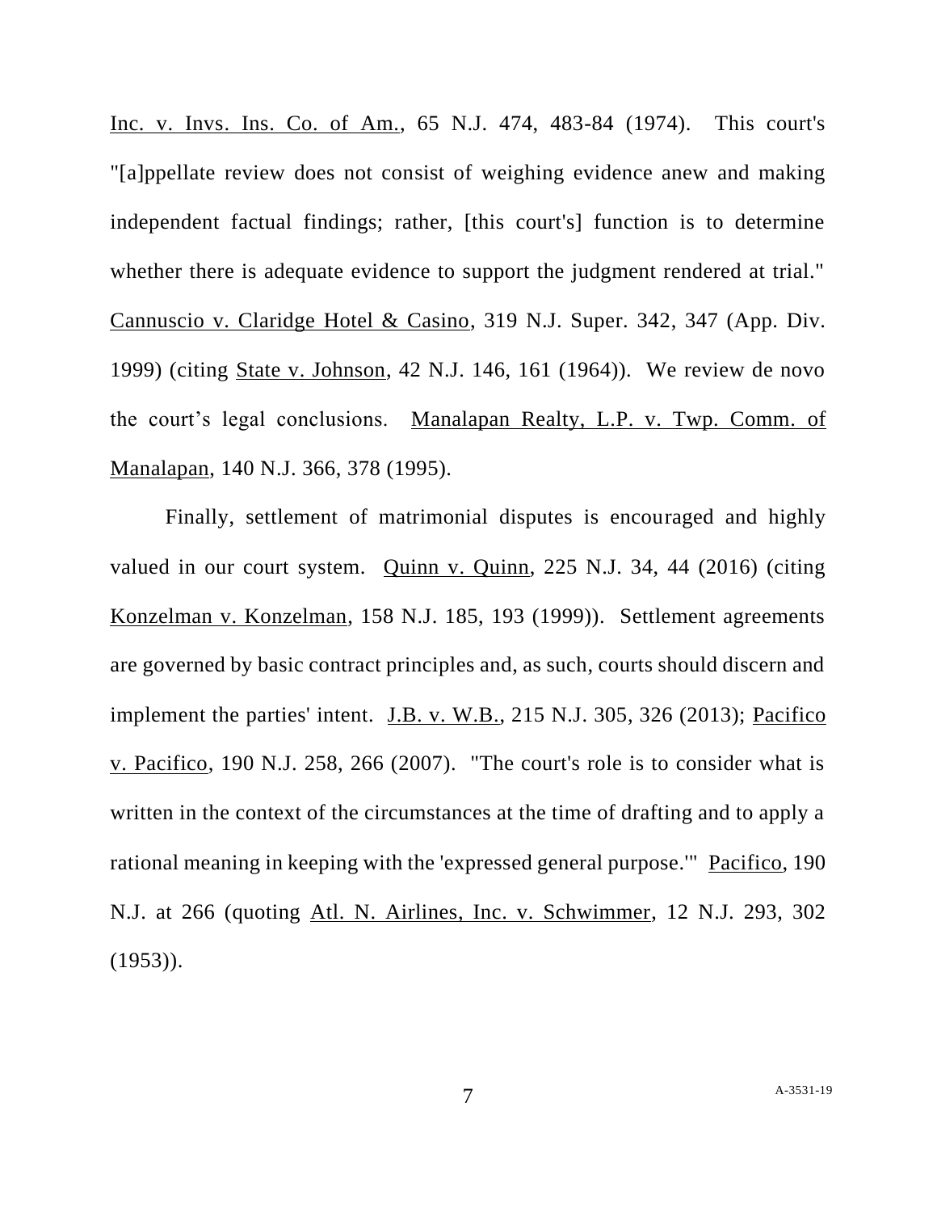Inc. v. Invs. Ins. Co. of Am., 65 N.J. 474, 483-84 (1974). This court's "[a]ppellate review does not consist of weighing evidence anew and making independent factual findings; rather, [this court's] function is to determine whether there is adequate evidence to support the judgment rendered at trial." Cannuscio v. Claridge Hotel & Casino, 319 N.J. Super. 342, 347 (App. Div. 1999) (citing State v. Johnson, 42 N.J. 146, 161 (1964)). We review de novo the court's legal conclusions. Manalapan Realty, L.P. v. Twp. Comm. of Manalapan, 140 N.J. 366, 378 (1995).

Finally, settlement of matrimonial disputes is encouraged and highly valued in our court system. Quinn v. Quinn, 225 N.J. 34, 44 (2016) (citing Konzelman v. Konzelman, 158 N.J. 185, 193 (1999)). Settlement agreements are governed by basic contract principles and, as such, courts should discern and implement the parties' intent. J.B. v. W.B., 215 N.J. 305, 326 (2013); Pacifico v. Pacifico, 190 N.J. 258, 266 (2007). "The court's role is to consider what is written in the context of the circumstances at the time of drafting and to apply a rational meaning in keeping with the 'expressed general purpose.'" Pacifico, 190 N.J. at 266 (quoting Atl. N. Airlines, Inc. v. Schwimmer, 12 N.J. 293, 302 (1953)).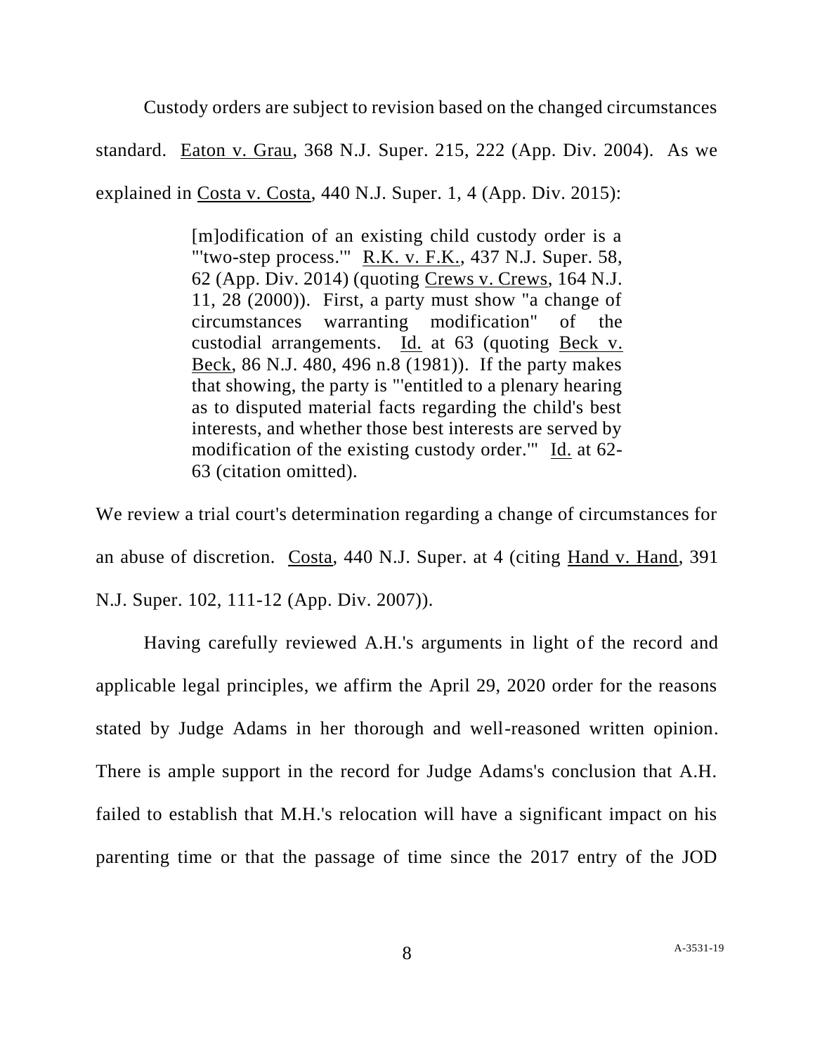Custody orders are subject to revision based on the changed circumstances standard. Eaton v. Grau, 368 N.J. Super. 215, 222 (App. Div. 2004). As we explained in Costa v. Costa, 440 N.J. Super. 1, 4 (App. Div. 2015):

> [m]odification of an existing child custody order is a "'two-step process.'" R.K. v. F.K., 437 N.J. Super. 58, 62 (App. Div. 2014) (quoting Crews v. Crews, 164 N.J. 11, 28 (2000)). First, a party must show "a change of circumstances warranting modification" of the custodial arrangements. Id. at 63 (quoting Beck v. Beck, 86 N.J. 480, 496 n.8 (1981)). If the party makes that showing, the party is "'entitled to a plenary hearing as to disputed material facts regarding the child's best interests, and whether those best interests are served by modification of the existing custody order.'" Id. at 62-63 (citation omitted).

We review a trial court's determination regarding a change of circumstances for an abuse of discretion. Costa, 440 N.J. Super. at 4 (citing Hand v. Hand, 391 N.J. Super. 102, 111-12 (App. Div. 2007)).

Having carefully reviewed A.H.'s arguments in light of the record and applicable legal principles, we affirm the April 29, 2020 order for the reasons stated by Judge Adams in her thorough and well-reasoned written opinion. There is ample support in the record for Judge Adams's conclusion that A.H. failed to establish that M.H.'s relocation will have a significant impact on his parenting time or that the passage of time since the 2017 entry of the JOD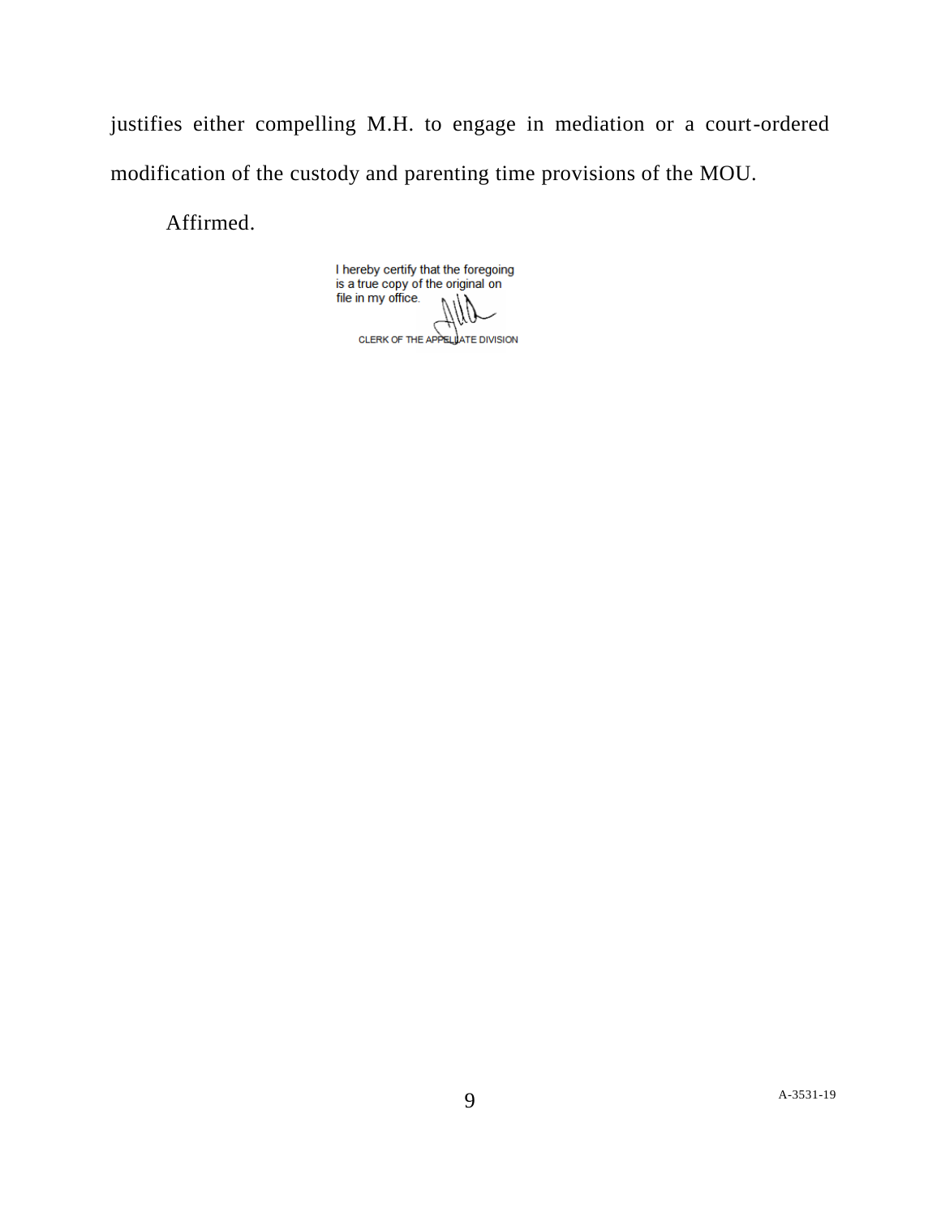justifies either compelling M.H. to engage in mediation or a court-ordered modification of the custody and parenting time provisions of the MOU.

Affirmed.

I hereby certify that the foregoing is a true copy of the original on file in my office.

CLERK OF THE APPELLATE DIVISION